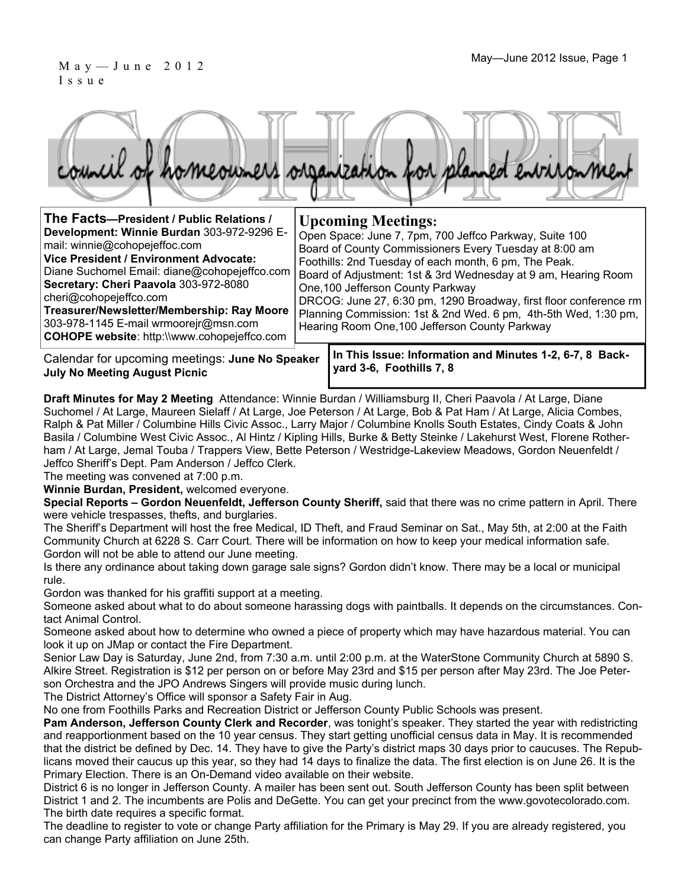May—June 2012 Issue

# COHOPE

council of homeowners organization for planned environment

**The Facts—President / Public Relations / Development: Winnie Burdan** 303-972-9296 E-mail: winnie@cohopejeffoc.com
**Vice President / Environment Advocate:** Diane Suchomel Email: diane@cohopejeffco.com
**Secretary: Cheri Paavola** 303-972-8080 cheri@cohopejeffco.com
**Treasurer/Newsletter/Membership: Ray Moore** 303-978-1145 E-mail wrmoorejr@msn.com
**COHOPE website**: http:\\www.cohopejeffco.com

## Upcoming Meetings:

Open Space: June 7, 7pm, 700 Jeffco Parkway, Suite 100
Board of County Commissioners Every Tuesday at 8:00 am
Foothills: 2nd Tuesday of each month, 6 pm, The Peak.
Board of Adjustment: 1st & 3rd Wednesday at 9 am, Hearing Room One,100 Jefferson County Parkway
DRCOG: June 27, 6:30 pm, 1290 Broadway, first floor conference rm
Planning Commission: 1st & 2nd Wed. 6 pm, 4th-5th Wed, 1:30 pm, Hearing Room One,100 Jefferson County Parkway

Calendar for upcoming meetings: **June No Speaker July No Meeting August Picnic**

**In This Issue: Information and Minutes 1-2, 6-7, 8 Backyard 3-6, Foothills 7, 8**

**Draft Minutes for May 2 Meeting** Attendance: Winnie Burdan / Williamsburg II, Cheri Paavola / At Large, Diane Suchomel / At Large, Maureen Sielaff / At Large, Joe Peterson / At Large, Bob & Pat Ham / At Large, Alicia Combes, Ralph & Pat Miller / Columbine Hills Civic Assoc., Larry Major / Columbine Knolls South Estates, Cindy Coats & John Basila / Columbine West Civic Assoc., Al Hintz / Kipling Hills, Burke & Betty Steinke / Lakehurst West, Florene Rotherham / At Large, Jemal Touba / Trappers View, Bette Peterson / Westridge-Lakeview Meadows, Gordon Neuenfeldt / Jeffco Sheriff's Dept. Pam Anderson / Jeffco Clerk.

The meeting was convened at 7:00 p.m.

**Winnie Burdan, President,** welcomed everyone.

**Special Reports – Gordon Neuenfeldt, Jefferson County Sheriff,** said that there was no crime pattern in April. There were vehicle trespasses, thefts, and burglaries.

The Sheriff's Department will host the free Medical, ID Theft, and Fraud Seminar on Sat., May 5th, at 2:00 at the Faith Community Church at 6228 S. Carr Court. There will be information on how to keep your medical information safe. Gordon will not be able to attend our June meeting.

Is there any ordinance about taking down garage sale signs? Gordon didn't know. There may be a local or municipal rule.

Gordon was thanked for his graffiti support at a meeting.

Someone asked about what to do about someone harassing dogs with paintballs. It depends on the circumstances. Contact Animal Control.

Someone asked about how to determine who owned a piece of property which may have hazardous material. You can look it up on JMap or contact the Fire Department.

Senior Law Day is Saturday, June 2nd, from 7:30 a.m. until 2:00 p.m. at the WaterStone Community Church at 5890 S. Alkire Street. Registration is $12 per person on or before May 23rd and $15 per person after May 23rd. The Joe Peterson Orchestra and the JPO Andrews Singers will provide music during lunch.

The District Attorney's Office will sponsor a Safety Fair in Aug.

No one from Foothills Parks and Recreation District or Jefferson County Public Schools was present.

**Pam Anderson, Jefferson County Clerk and Recorder**, was tonight's speaker. They started the year with redistricting and reapportionment based on the 10 year census. They start getting unofficial census data in May. It is recommended that the district be defined by Dec. 14. They have to give the Party's district maps 30 days prior to caucuses. The Republicans moved their caucus up this year, so they had 14 days to finalize the data. The first election is on June 26. It is the Primary Election. There is an On-Demand video available on their website.

District 6 is no longer in Jefferson County. A mailer has been sent out. South Jefferson County has been split between District 1 and 2. The incumbents are Polis and DeGette. You can get your precinct from the www.govotecolorado.com. The birth date requires a specific format.

The deadline to register to vote or change Party affiliation for the Primary is May 29. If you are already registered, you can change Party affiliation on June 25th.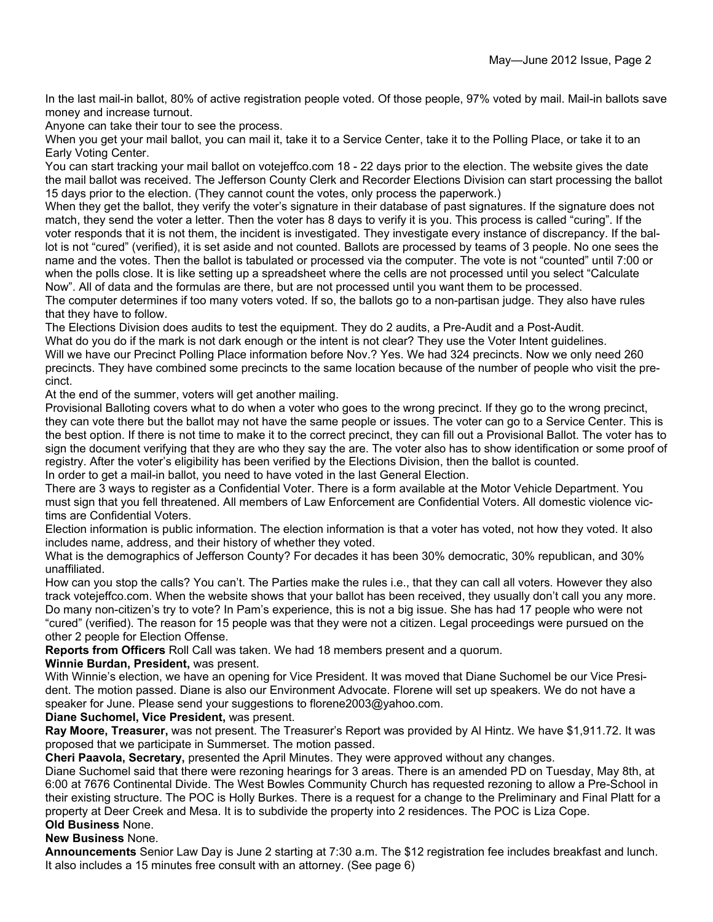In the last mail-in ballot, 80% of active registration people voted. Of those people, 97% voted by mail. Mail-in ballots save money and increase turnout.

Anyone can take their tour to see the process.

When you get your mail ballot, you can mail it, take it to a Service Center, take it to the Polling Place, or take it to an Early Voting Center.

You can start tracking your mail ballot on votejeffco.com 18 - 22 days prior to the election. The website gives the date the mail ballot was received. The Jefferson County Clerk and Recorder Elections Division can start processing the ballot 15 days prior to the election. (They cannot count the votes, only process the paperwork.)

When they get the ballot, they verify the voter's signature in their database of past signatures. If the signature does not match, they send the voter a letter. Then the voter has 8 days to verify it is you. This process is called "curing". If the voter responds that it is not them, the incident is investigated. They investigate every instance of discrepancy. If the ballot is not "cured" (verified), it is set aside and not counted. Ballots are processed by teams of 3 people. No one sees the name and the votes. Then the ballot is tabulated or processed via the computer. The vote is not "counted" until 7:00 or when the polls close. It is like setting up a spreadsheet where the cells are not processed until you select "Calculate Now". All of data and the formulas are there, but are not processed until you want them to be processed.

The computer determines if too many voters voted. If so, the ballots go to a non-partisan judge. They also have rules that they have to follow.

The Elections Division does audits to test the equipment. They do 2 audits, a Pre-Audit and a Post-Audit.

What do you do if the mark is not dark enough or the intent is not clear? They use the Voter Intent guidelines.

Will we have our Precinct Polling Place information before Nov.? Yes. We had 324 precincts. Now we only need 260 precincts. They have combined some precincts to the same location because of the number of people who visit the precinct.

At the end of the summer, voters will get another mailing.

Provisional Balloting covers what to do when a voter who goes to the wrong precinct. If they go to the wrong precinct, they can vote there but the ballot may not have the same people or issues. The voter can go to a Service Center. This is the best option. If there is not time to make it to the correct precinct, they can fill out a Provisional Ballot. The voter has to sign the document verifying that they are who they say the are. The voter also has to show identification or some proof of registry. After the voter's eligibility has been verified by the Elections Division, then the ballot is counted.

In order to get a mail-in ballot, you need to have voted in the last General Election.

There are 3 ways to register as a Confidential Voter. There is a form available at the Motor Vehicle Department. You must sign that you fell threatened. All members of Law Enforcement are Confidential Voters. All domestic violence victims are Confidential Voters.

Election information is public information. The election information is that a voter has voted, not how they voted. It also includes name, address, and their history of whether they voted.

What is the demographics of Jefferson County? For decades it has been 30% democratic, 30% republican, and 30% unaffiliated.

How can you stop the calls? You can't. The Parties make the rules i.e., that they can call all voters. However they also track votejeffco.com. When the website shows that your ballot has been received, they usually don't call you any more.

Do many non-citizen's try to vote? In Pam's experience, this is not a big issue. She has had 17 people who were not "cured" (verified). The reason for 15 people was that they were not a citizen. Legal proceedings were pursued on the other 2 people for Election Offense.

**Reports from Officers** Roll Call was taken. We had 18 members present and a quorum.

**Winnie Burdan, President,** was present.

With Winnie's election, we have an opening for Vice President. It was moved that Diane Suchomel be our Vice President. The motion passed. Diane is also our Environment Advocate. Florene will set up speakers. We do not have a speaker for June. Please send your suggestions to florene2003@yahoo.com.

**Diane Suchomel, Vice President,** was present.

**Ray Moore, Treasurer,** was not present. The Treasurer's Report was provided by Al Hintz. We have $1,911.72. It was proposed that we participate in Summerset. The motion passed.

**Cheri Paavola, Secretary,** presented the April Minutes. They were approved without any changes.

Diane Suchomel said that there were rezoning hearings for 3 areas. There is an amended PD on Tuesday, May 8th, at 6:00 at 7676 Continental Divide. The West Bowles Community Church has requested rezoning to allow a Pre-School in their existing structure. The POC is Holly Burkes. There is a request for a change to the Preliminary and Final Platt for a property at Deer Creek and Mesa. It is to subdivide the property into 2 residences. The POC is Liza Cope.

**Old Business** None.

**New Business** None.

**Announcements** Senior Law Day is June 2 starting at 7:30 a.m. The $12 registration fee includes breakfast and lunch. It also includes a 15 minutes free consult with an attorney. (See page 6)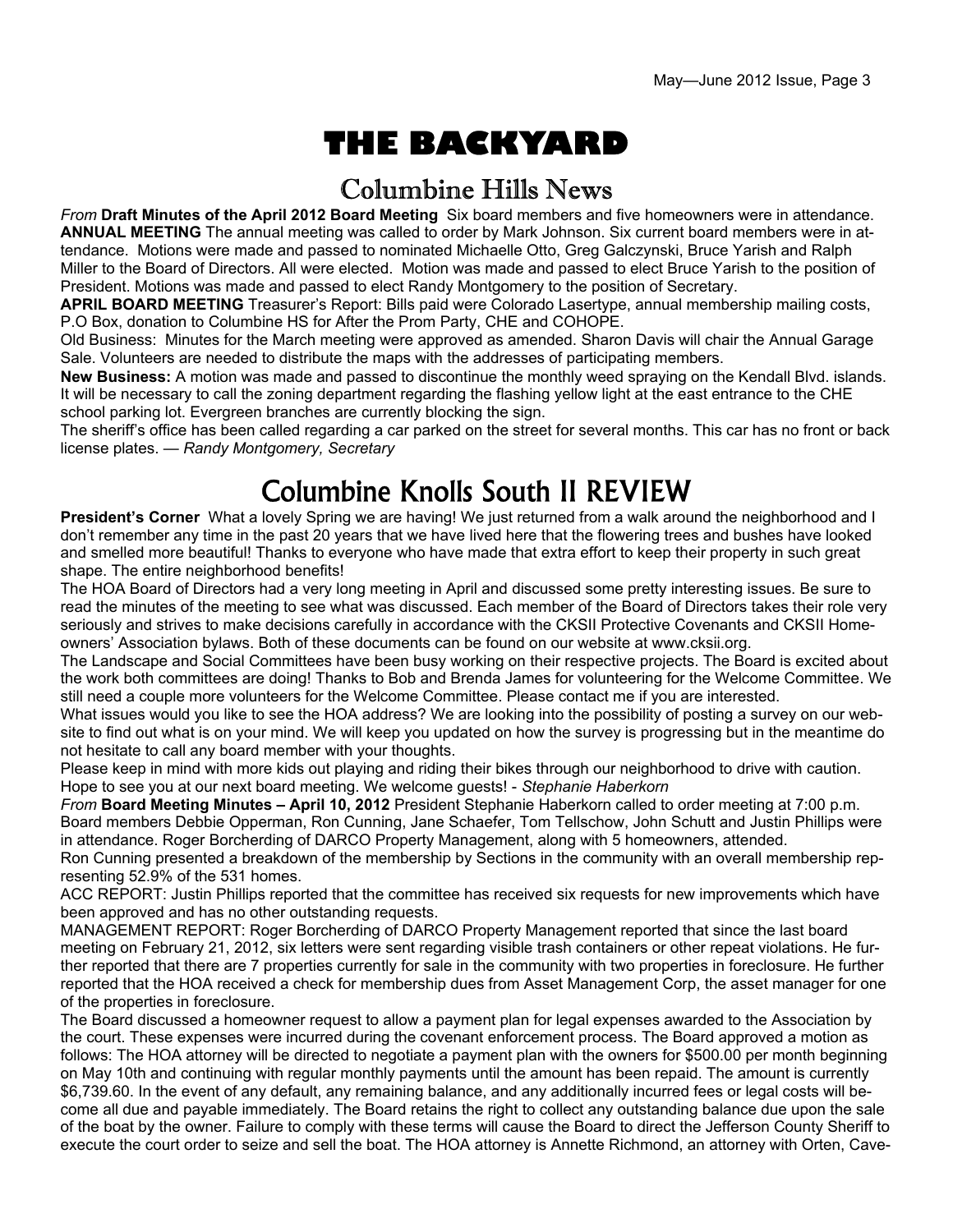# THE BACKYARD

## Columbine Hills News

*From* **Draft Minutes of the April 2012 Board Meeting** Six board members and five homeowners were in attendance. **ANNUAL MEETING** The annual meeting was called to order by Mark Johnson. Six current board members were in attendance. Motions were made and passed to nominated Michaelle Otto, Greg Galczynski, Bruce Yarish and Ralph Miller to the Board of Directors. All were elected. Motion was made and passed to elect Bruce Yarish to the position of President. Motions was made and passed to elect Randy Montgomery to the position of Secretary.

**APRIL BOARD MEETING** Treasurer's Report: Bills paid were Colorado Lasertype, annual membership mailing costs, P.O Box, donation to Columbine HS for After the Prom Party, CHE and COHOPE.

Old Business: Minutes for the March meeting were approved as amended. Sharon Davis will chair the Annual Garage Sale. Volunteers are needed to distribute the maps with the addresses of participating members.

**New Business:** A motion was made and passed to discontinue the monthly weed spraying on the Kendall Blvd. islands. It will be necessary to call the zoning department regarding the flashing yellow light at the east entrance to the CHE school parking lot. Evergreen branches are currently blocking the sign.

The sheriff's office has been called regarding a car parked on the street for several months. This car has no front or back license plates. — *Randy Montgomery, Secretary*

## Columbine Knolls South II REVIEW

**President's Corner** What a lovely Spring we are having! We just returned from a walk around the neighborhood and I don't remember any time in the past 20 years that we have lived here that the flowering trees and bushes have looked and smelled more beautiful! Thanks to everyone who have made that extra effort to keep their property in such great shape. The entire neighborhood benefits!

The HOA Board of Directors had a very long meeting in April and discussed some pretty interesting issues. Be sure to read the minutes of the meeting to see what was discussed. Each member of the Board of Directors takes their role very seriously and strives to make decisions carefully in accordance with the CKSII Protective Covenants and CKSII Homeowners' Association bylaws. Both of these documents can be found on our website at www.cksii.org.

The Landscape and Social Committees have been busy working on their respective projects. The Board is excited about the work both committees are doing! Thanks to Bob and Brenda James for volunteering for the Welcome Committee. We still need a couple more volunteers for the Welcome Committee. Please contact me if you are interested.

What issues would you like to see the HOA address? We are looking into the possibility of posting a survey on our website to find out what is on your mind. We will keep you updated on how the survey is progressing but in the meantime do not hesitate to call any board member with your thoughts.

Please keep in mind with more kids out playing and riding their bikes through our neighborhood to drive with caution. Hope to see you at our next board meeting. We welcome guests! - *Stephanie Haberkorn*

*From* **Board Meeting Minutes – April 10, 2012** President Stephanie Haberkorn called to order meeting at 7:00 p.m. Board members Debbie Opperman, Ron Cunning, Jane Schaefer, Tom Tellschow, John Schutt and Justin Phillips were in attendance. Roger Borcherding of DARCO Property Management, along with 5 homeowners, attended.

Ron Cunning presented a breakdown of the membership by Sections in the community with an overall membership representing 52.9% of the 531 homes.

ACC REPORT: Justin Phillips reported that the committee has received six requests for new improvements which have been approved and has no other outstanding requests.

MANAGEMENT REPORT: Roger Borcherding of DARCO Property Management reported that since the last board meeting on February 21, 2012, six letters were sent regarding visible trash containers or other repeat violations. He further reported that there are 7 properties currently for sale in the community with two properties in foreclosure. He further reported that the HOA received a check for membership dues from Asset Management Corp, the asset manager for one of the properties in foreclosure.

The Board discussed a homeowner request to allow a payment plan for legal expenses awarded to the Association by the court. These expenses were incurred during the covenant enforcement process. The Board approved a motion as follows: The HOA attorney will be directed to negotiate a payment plan with the owners for $500.00 per month beginning on May 10th and continuing with regular monthly payments until the amount has been repaid. The amount is currently $6,739.60. In the event of any default, any remaining balance, and any additionally incurred fees or legal costs will become all due and payable immediately. The Board retains the right to collect any outstanding balance due upon the sale of the boat by the owner. Failure to comply with these terms will cause the Board to direct the Jefferson County Sheriff to execute the court order to seize and sell the boat. The HOA attorney is Annette Richmond, an attorney with Orten, Cave-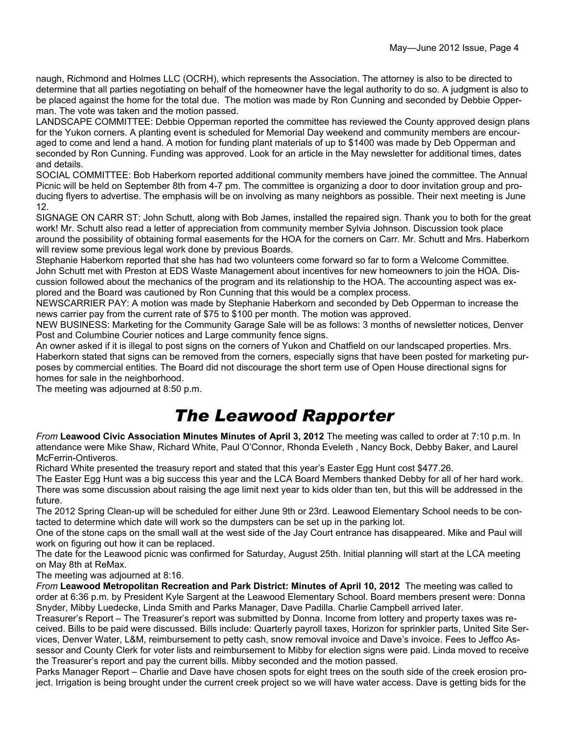naugh, Richmond and Holmes LLC (OCRH), which represents the Association. The attorney is also to be directed to determine that all parties negotiating on behalf of the homeowner have the legal authority to do so. A judgment is also to be placed against the home for the total due. The motion was made by Ron Cunning and seconded by Debbie Opperman. The vote was taken and the motion passed.

LANDSCAPE COMMITTEE: Debbie Opperman reported the committee has reviewed the County approved design plans for the Yukon corners. A planting event is scheduled for Memorial Day weekend and community members are encouraged to come and lend a hand. A motion for funding plant materials of up to $1400 was made by Deb Opperman and seconded by Ron Cunning. Funding was approved. Look for an article in the May newsletter for additional times, dates and details.

SOCIAL COMMITTEE: Bob Haberkorn reported additional community members have joined the committee. The Annual Picnic will be held on September 8th from 4-7 pm. The committee is organizing a door to door invitation group and producing flyers to advertise. The emphasis will be on involving as many neighbors as possible. Their next meeting is June 12.

SIGNAGE ON CARR ST: John Schutt, along with Bob James, installed the repaired sign. Thank you to both for the great work! Mr. Schutt also read a letter of appreciation from community member Sylvia Johnson. Discussion took place around the possibility of obtaining formal easements for the HOA for the corners on Carr. Mr. Schutt and Mrs. Haberkorn will review some previous legal work done by previous Boards.

Stephanie Haberkorn reported that she has had two volunteers come forward so far to form a Welcome Committee. John Schutt met with Preston at EDS Waste Management about incentives for new homeowners to join the HOA. Discussion followed about the mechanics of the program and its relationship to the HOA. The accounting aspect was explored and the Board was cautioned by Ron Cunning that this would be a complex process.

NEWSCARRIER PAY: A motion was made by Stephanie Haberkorn and seconded by Deb Opperman to increase the news carrier pay from the current rate of $75 to $100 per month. The motion was approved.

NEW BUSINESS: Marketing for the Community Garage Sale will be as follows: 3 months of newsletter notices, Denver Post and Columbine Courier notices and Large community fence signs.

An owner asked if it is illegal to post signs on the corners of Yukon and Chatfield on our landscaped properties. Mrs. Haberkorn stated that signs can be removed from the corners, especially signs that have been posted for marketing purposes by commercial entities. The Board did not discourage the short term use of Open House directional signs for homes for sale in the neighborhood.

The meeting was adjourned at 8:50 p.m.

# *The Leawood Rapporter*

*From* **Leawood Civic Association Minutes Minutes of April 3, 2012** The meeting was called to order at 7:10 p.m. In attendance were Mike Shaw, Richard White, Paul O'Connor, Rhonda Eveleth , Nancy Bock, Debby Baker, and Laurel McFerrin-Ontiveros.

Richard White presented the treasury report and stated that this year's Easter Egg Hunt cost $477.26.

The Easter Egg Hunt was a big success this year and the LCA Board Members thanked Debby for all of her hard work. There was some discussion about raising the age limit next year to kids older than ten, but this will be addressed in the future.

The 2012 Spring Clean-up will be scheduled for either June 9th or 23rd. Leawood Elementary School needs to be contacted to determine which date will work so the dumpsters can be set up in the parking lot.

One of the stone caps on the small wall at the west side of the Jay Court entrance has disappeared. Mike and Paul will work on figuring out how it can be replaced.

The date for the Leawood picnic was confirmed for Saturday, August 25th. Initial planning will start at the LCA meeting on May 8th at ReMax.

The meeting was adjourned at 8:16.

*From* **Leawood Metropolitan Recreation and Park District: Minutes of April 10, 2012** The meeting was called to order at 6:36 p.m. by President Kyle Sargent at the Leawood Elementary School. Board members present were: Donna Snyder, Mibby Luedecke, Linda Smith and Parks Manager, Dave Padilla. Charlie Campbell arrived later.

Treasurer's Report – The Treasurer's report was submitted by Donna. Income from lottery and property taxes was received. Bills to be paid were discussed. Bills include: Quarterly payroll taxes, Horizon for sprinkler parts, United Site Services, Denver Water, L&M, reimbursement to petty cash, snow removal invoice and Dave's invoice. Fees to Jeffco Assessor and County Clerk for voter lists and reimbursement to Mibby for election signs were paid. Linda moved to receive the Treasurer's report and pay the current bills. Mibby seconded and the motion passed.

Parks Manager Report – Charlie and Dave have chosen spots for eight trees on the south side of the creek erosion project. Irrigation is being brought under the current creek project so we will have water access. Dave is getting bids for the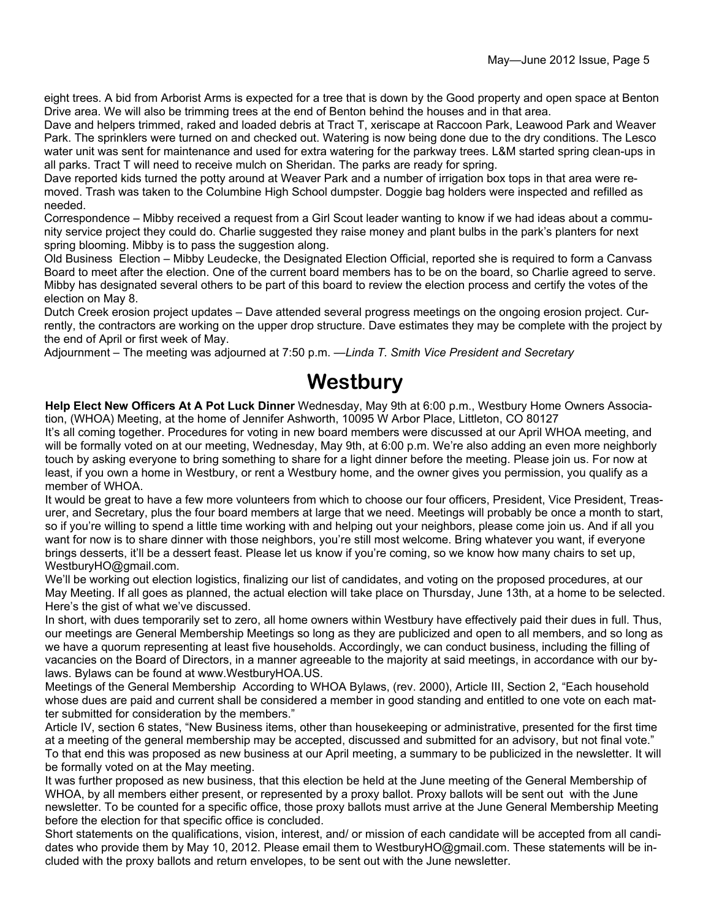eight trees. A bid from Arborist Arms is expected for a tree that is down by the Good property and open space at Benton Drive area. We will also be trimming trees at the end of Benton behind the houses and in that area.

Dave and helpers trimmed, raked and loaded debris at Tract T, xeriscape at Raccoon Park, Leawood Park and Weaver Park. The sprinklers were turned on and checked out. Watering is now being done due to the dry conditions. The Lesco water unit was sent for maintenance and used for extra watering for the parkway trees. L&M started spring clean-ups in all parks. Tract T will need to receive mulch on Sheridan. The parks are ready for spring.

Dave reported kids turned the potty around at Weaver Park and a number of irrigation box tops in that area were removed. Trash was taken to the Columbine High School dumpster. Doggie bag holders were inspected and refilled as needed.

Correspondence – Mibby received a request from a Girl Scout leader wanting to know if we had ideas about a community service project they could do. Charlie suggested they raise money and plant bulbs in the park's planters for next spring blooming. Mibby is to pass the suggestion along.

Old Business Election – Mibby Leudecke, the Designated Election Official, reported she is required to form a Canvass Board to meet after the election. One of the current board members has to be on the board, so Charlie agreed to serve. Mibby has designated several others to be part of this board to review the election process and certify the votes of the election on May 8.

Dutch Creek erosion project updates – Dave attended several progress meetings on the ongoing erosion project. Currently, the contractors are working on the upper drop structure. Dave estimates they may be complete with the project by the end of April or first week of May.

Adjournment – The meeting was adjourned at 7:50 p.m. —*Linda T. Smith Vice President and Secretary*

# Westbury

**Help Elect New Officers At A Pot Luck Dinner** Wednesday, May 9th at 6:00 p.m., Westbury Home Owners Association, (WHOA) Meeting, at the home of Jennifer Ashworth, 10095 W Arbor Place, Littleton, CO 80127

It's all coming together. Procedures for voting in new board members were discussed at our April WHOA meeting, and will be formally voted on at our meeting, Wednesday, May 9th, at 6:00 p.m. We're also adding an even more neighborly touch by asking everyone to bring something to share for a light dinner before the meeting. Please join us. For now at least, if you own a home in Westbury, or rent a Westbury home, and the owner gives you permission, you qualify as a member of WHOA.

It would be great to have a few more volunteers from which to choose our four officers, President, Vice President, Treasurer, and Secretary, plus the four board members at large that we need. Meetings will probably be once a month to start, so if you're willing to spend a little time working with and helping out your neighbors, please come join us. And if all you want for now is to share dinner with those neighbors, you're still most welcome. Bring whatever you want, if everyone brings desserts, it'll be a dessert feast. Please let us know if you're coming, so we know how many chairs to set up, WestburyHO@gmail.com.

We'll be working out election logistics, finalizing our list of candidates, and voting on the proposed procedures, at our May Meeting. If all goes as planned, the actual election will take place on Thursday, June 13th, at a home to be selected. Here's the gist of what we've discussed.

In short, with dues temporarily set to zero, all home owners within Westbury have effectively paid their dues in full. Thus, our meetings are General Membership Meetings so long as they are publicized and open to all members, and so long as we have a quorum representing at least five households. Accordingly, we can conduct business, including the filling of vacancies on the Board of Directors, in a manner agreeable to the majority at said meetings, in accordance with our bylaws. Bylaws can be found at www.WestburyHOA.US.

Meetings of the General Membership According to WHOA Bylaws, (rev. 2000), Article III, Section 2, "Each household whose dues are paid and current shall be considered a member in good standing and entitled to one vote on each matter submitted for consideration by the members."

Article IV, section 6 states, "New Business items, other than housekeeping or administrative, presented for the first time at a meeting of the general membership may be accepted, discussed and submitted for an advisory, but not final vote." To that end this was proposed as new business at our April meeting, a summary to be publicized in the newsletter. It will be formally voted on at the May meeting.

It was further proposed as new business, that this election be held at the June meeting of the General Membership of WHOA, by all members either present, or represented by a proxy ballot. Proxy ballots will be sent out with the June newsletter. To be counted for a specific office, those proxy ballots must arrive at the June General Membership Meeting before the election for that specific office is concluded.

Short statements on the qualifications, vision, interest, and/ or mission of each candidate will be accepted from all candidates who provide them by May 10, 2012. Please email them to WestburyHO@gmail.com. These statements will be included with the proxy ballots and return envelopes, to be sent out with the June newsletter.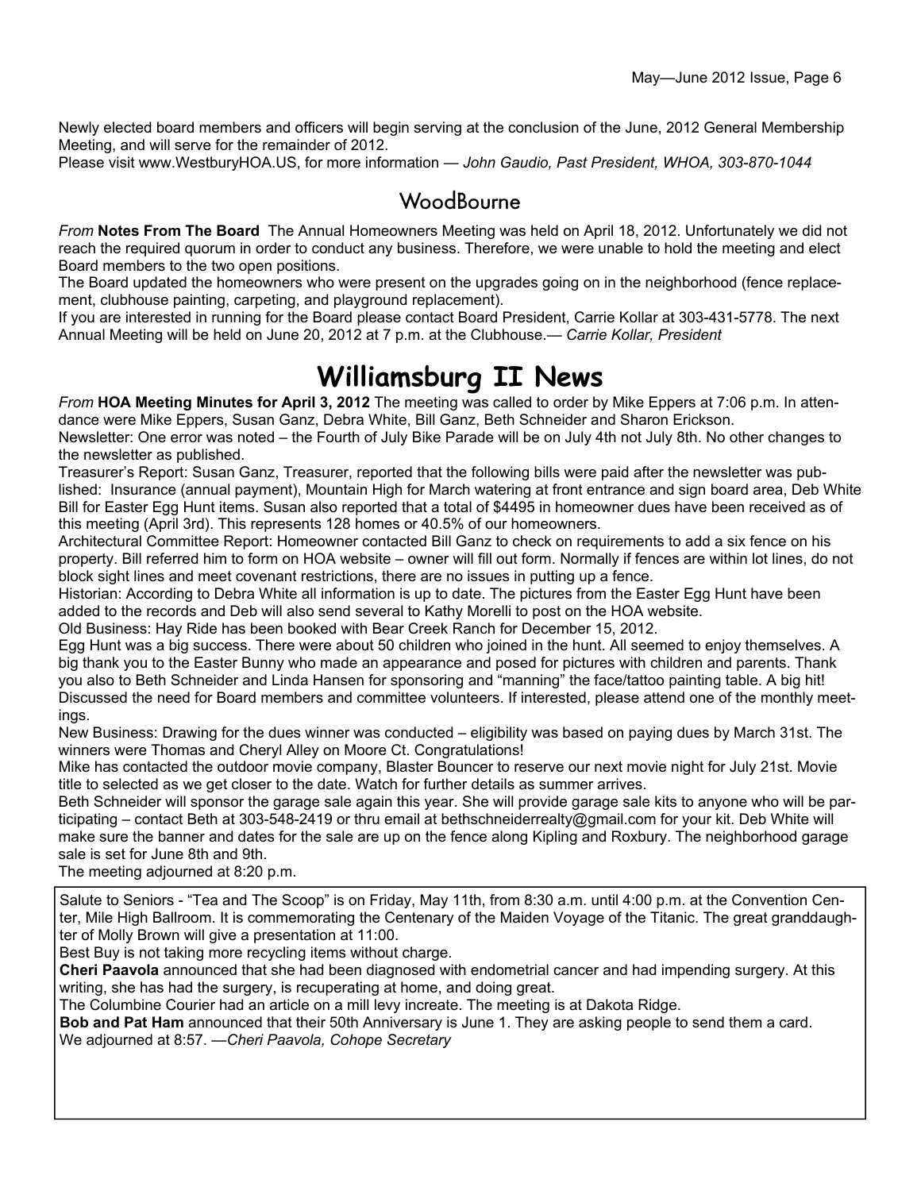Newly elected board members and officers will begin serving at the conclusion of the June, 2012 General Membership Meeting, and will serve for the remainder of 2012.

Please visit www.WestburyHOA.US, for more information — *John Gaudio, Past President, WHOA, 303-870-1044*

## WoodBourne

*From* **Notes From The Board** The Annual Homeowners Meeting was held on April 18, 2012. Unfortunately we did not reach the required quorum in order to conduct any business. Therefore, we were unable to hold the meeting and elect Board members to the two open positions.

The Board updated the homeowners who were present on the upgrades going on in the neighborhood (fence replacement, clubhouse painting, carpeting, and playground replacement).

If you are interested in running for the Board please contact Board President, Carrie Kollar at 303-431-5778. The next Annual Meeting will be held on June 20, 2012 at 7 p.m. at the Clubhouse.— *Carrie Kollar, President*

# Williamsburg II News

*From* **HOA Meeting Minutes for April 3, 2012** The meeting was called to order by Mike Eppers at 7:06 p.m. In attendance were Mike Eppers, Susan Ganz, Debra White, Bill Ganz, Beth Schneider and Sharon Erickson.

Newsletter: One error was noted – the Fourth of July Bike Parade will be on July 4th not July 8th. No other changes to the newsletter as published.

Treasurer's Report: Susan Ganz, Treasurer, reported that the following bills were paid after the newsletter was published: Insurance (annual payment), Mountain High for March watering at front entrance and sign board area, Deb White Bill for Easter Egg Hunt items. Susan also reported that a total of $4495 in homeowner dues have been received as of this meeting (April 3rd). This represents 128 homes or 40.5% of our homeowners.

Architectural Committee Report: Homeowner contacted Bill Ganz to check on requirements to add a six fence on his property. Bill referred him to form on HOA website – owner will fill out form. Normally if fences are within lot lines, do not block sight lines and meet covenant restrictions, there are no issues in putting up a fence.

Historian: According to Debra White all information is up to date. The pictures from the Easter Egg Hunt have been added to the records and Deb will also send several to Kathy Morelli to post on the HOA website.

Old Business: Hay Ride has been booked with Bear Creek Ranch for December 15, 2012.

Egg Hunt was a big success. There were about 50 children who joined in the hunt. All seemed to enjoy themselves. A big thank you to the Easter Bunny who made an appearance and posed for pictures with children and parents. Thank you also to Beth Schneider and Linda Hansen for sponsoring and "manning" the face/tattoo painting table. A big hit!

Discussed the need for Board members and committee volunteers. If interested, please attend one of the monthly meetings.

New Business: Drawing for the dues winner was conducted – eligibility was based on paying dues by March 31st. The winners were Thomas and Cheryl Alley on Moore Ct. Congratulations!

Mike has contacted the outdoor movie company, Blaster Bouncer to reserve our next movie night for July 21st. Movie title to selected as we get closer to the date. Watch for further details as summer arrives.

Beth Schneider will sponsor the garage sale again this year. She will provide garage sale kits to anyone who will be participating – contact Beth at 303-548-2419 or thru email at bethschneiderrealty@gmail.com for your kit. Deb White will make sure the banner and dates for the sale are up on the fence along Kipling and Roxbury. The neighborhood garage sale is set for June 8th and 9th.

The meeting adjourned at 8:20 p.m.

---

Salute to Seniors - "Tea and The Scoop" is on Friday, May 11th, from 8:30 a.m. until 4:00 p.m. at the Convention Center, Mile High Ballroom. It is commemorating the Centenary of the Maiden Voyage of the Titanic. The great granddaughter of Molly Brown will give a presentation at 11:00.

Best Buy is not taking more recycling items without charge.

**Cheri Paavola** announced that she had been diagnosed with endometrial cancer and had impending surgery. At this writing, she has had the surgery, is recuperating at home, and doing great.

The Columbine Courier had an article on a mill levy increate. The meeting is at Dakota Ridge.

**Bob and Pat Ham** announced that their 50th Anniversary is June 1. They are asking people to send them a card.

We adjourned at 8:57. —*Cheri Paavola, Cohope Secretary*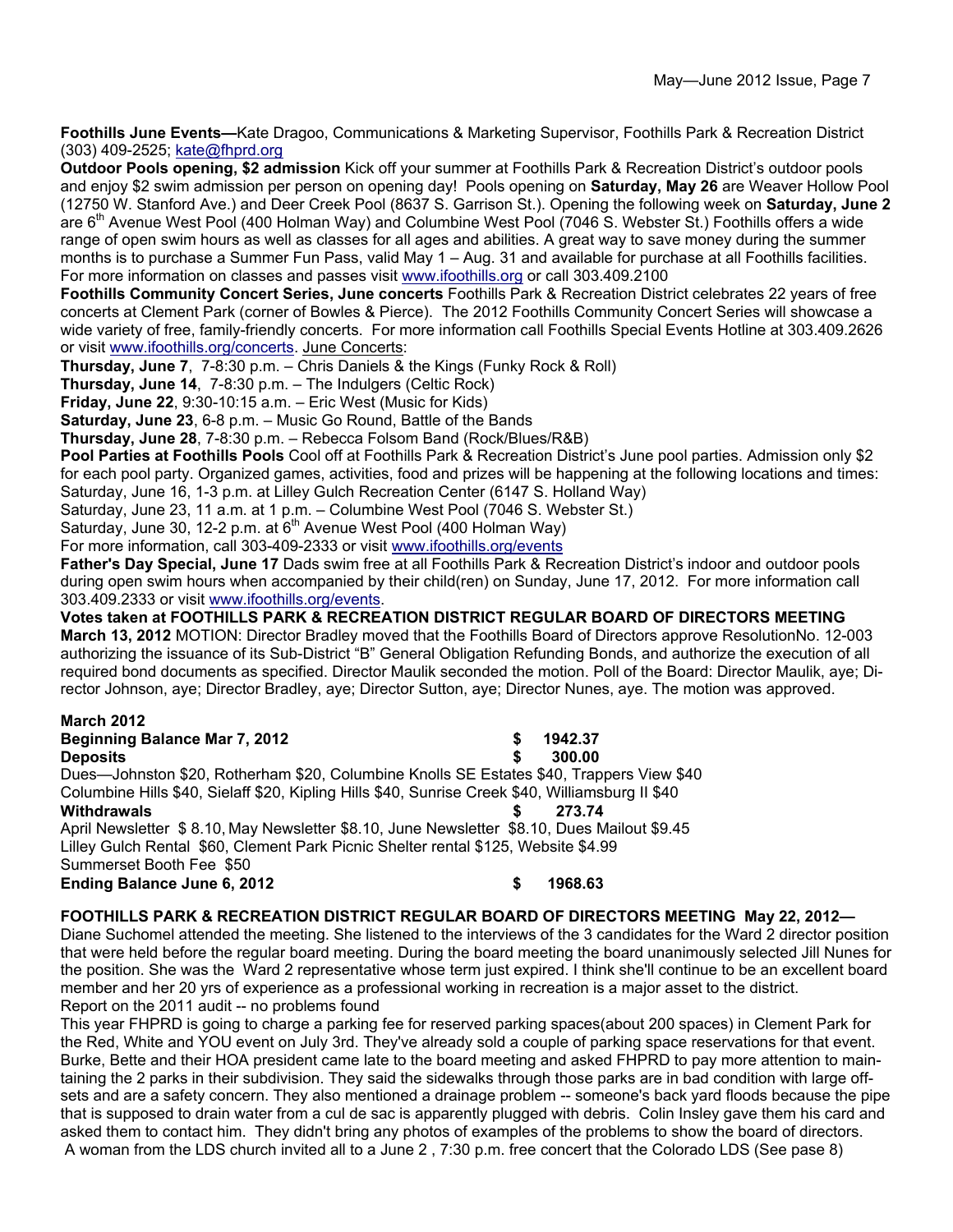**Foothills June Events—**Kate Dragoo, Communications & Marketing Supervisor, Foothills Park & Recreation District (303) 409-2525; kate@fhprd.org

**Outdoor Pools opening, $2 admission** Kick off your summer at Foothills Park & Recreation District's outdoor pools and enjoy $2 swim admission per person on opening day! Pools opening on **Saturday, May 26** are Weaver Hollow Pool (12750 W. Stanford Ave.) and Deer Creek Pool (8637 S. Garrison St.). Opening the following week on **Saturday, June 2** are 6th Avenue West Pool (400 Holman Way) and Columbine West Pool (7046 S. Webster St.) Foothills offers a wide range of open swim hours as well as classes for all ages and abilities. A great way to save money during the summer months is to purchase a Summer Fun Pass, valid May 1 – Aug. 31 and available for purchase at all Foothills facilities. For more information on classes and passes visit www.ifoothills.org or call 303.409.2100

**Foothills Community Concert Series, June concerts** Foothills Park & Recreation District celebrates 22 years of free concerts at Clement Park (corner of Bowles & Pierce). The 2012 Foothills Community Concert Series will showcase a wide variety of free, family-friendly concerts. For more information call Foothills Special Events Hotline at 303.409.2626 or visit www.ifoothills.org/concerts. June Concerts:

**Thursday, June 7**, 7-8:30 p.m. – Chris Daniels & the Kings (Funky Rock & Roll)
**Thursday, June 14**, 7-8:30 p.m. – The Indulgers (Celtic Rock)
**Friday, June 22**, 9:30-10:15 a.m. – Eric West (Music for Kids)
**Saturday, June 23**, 6-8 p.m. – Music Go Round, Battle of the Bands
**Thursday, June 28**, 7-8:30 p.m. – Rebecca Folsom Band (Rock/Blues/R&B)

**Pool Parties at Foothills Pools** Cool off at Foothills Park & Recreation District's June pool parties. Admission only $2 for each pool party. Organized games, activities, food and prizes will be happening at the following locations and times:
Saturday, June 16, 1-3 p.m. at Lilley Gulch Recreation Center (6147 S. Holland Way)
Saturday, June 23, 11 a.m. at 1 p.m. – Columbine West Pool (7046 S. Webster St.)
Saturday, June 30, 12-2 p.m. at 6th Avenue West Pool (400 Holman Way)
For more information, call 303-409-2333 or visit www.ifoothills.org/events

**Father's Day Special, June 17** Dads swim free at all Foothills Park & Recreation District's indoor and outdoor pools during open swim hours when accompanied by their child(ren) on Sunday, June 17, 2012. For more information call 303.409.2333 or visit www.ifoothills.org/events.

**Votes taken at FOOTHILLS PARK & RECREATION DISTRICT REGULAR BOARD OF DIRECTORS MEETING March 13, 2012** MOTION: Director Bradley moved that the Foothills Board of Directors approve ResolutionNo. 12-003 authorizing the issuance of its Sub-District "B" General Obligation Refunding Bonds, and authorize the execution of all required bond documents as specified. Director Maulik seconded the motion. Poll of the Board: Director Maulik, aye; Director Johnson, aye; Director Bradley, aye; Director Sutton, aye; Director Nunes, aye. The motion was approved.

**March 2012**
**Beginning Balance Mar 7, 2012** **$ 1942.37**
**Deposits** **$ 300.00**
Dues—Johnston $20, Rotherham $20, Columbine Knolls SE Estates $40, Trappers View $40
Columbine Hills $40, Sielaff $20, Kipling Hills $40, Sunrise Creek $40, Williamsburg II $40
**Withdrawals** **$ 273.74**
April Newsletter $ 8.10, May Newsletter $8.10, June Newsletter $8.10, Dues Mailout $9.45
Lilley Gulch Rental $60, Clement Park Picnic Shelter rental $125, Website $4.99
Summerset Booth Fee $50
**Ending Balance June 6, 2012** **$ 1968.63**

**FOOTHILLS PARK & RECREATION DISTRICT REGULAR BOARD OF DIRECTORS MEETING May 22, 2012—**
Diane Suchomel attended the meeting. She listened to the interviews of the 3 candidates for the Ward 2 director position that were held before the regular board meeting. During the board meeting the board unanimously selected Jill Nunes for the position. She was the Ward 2 representative whose term just expired. I think she'll continue to be an excellent board member and her 20 yrs of experience as a professional working in recreation is a major asset to the district.
Report on the 2011 audit -- no problems found
This year FHPRD is going to charge a parking fee for reserved parking spaces(about 200 spaces) in Clement Park for the Red, White and YOU event on July 3rd. They've already sold a couple of parking space reservations for that event.
Burke, Bette and their HOA president came late to the board meeting and asked FHPRD to pay more attention to maintaining the 2 parks in their subdivision. They said the sidewalks through those parks are in bad condition with large offsets and are a safety concern. They also mentioned a drainage problem -- someone's back yard floods because the pipe that is supposed to drain water from a cul de sac is apparently plugged with debris. Colin Insley gave them his card and asked them to contact him. They didn't bring any photos of examples of the problems to show the board of directors.
A woman from the LDS church invited all to a June 2 , 7:30 p.m. free concert that the Colorado LDS (See pase 8)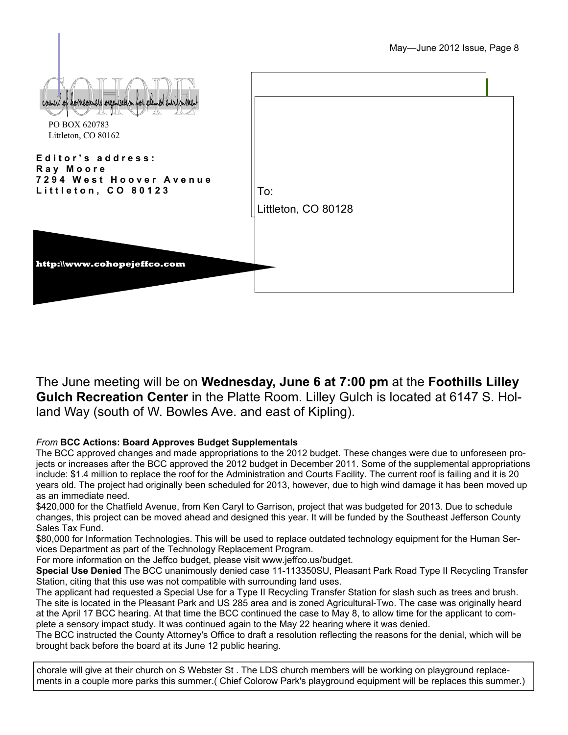COHOPE

council of homeowners organization for planned environment

PO BOX 620783
Littleton, CO 80162

**Editor's address:**
**Ray Moore**
**7294 West Hoover Avenue**
**Littleton, CO 80123**

**http:\\www.cohopejeffco.com**

To:

Littleton, CO 80128

The June meeting will be on **Wednesday, June 6 at 7:00 pm** at the **Foothills Lilley Gulch Recreation Center** in the Platte Room. Lilley Gulch is located at 6147 S. Holland Way (south of W. Bowles Ave. and east of Kipling).

*From* **BCC Actions: Board Approves Budget Supplementals**

The BCC approved changes and made appropriations to the 2012 budget. These changes were due to unforeseen projects or increases after the BCC approved the 2012 budget in December 2011. Some of the supplemental appropriations include: $1.4 million to replace the roof for the Administration and Courts Facility. The current roof is failing and it is 20 years old. The project had originally been scheduled for 2013, however, due to high wind damage it has been moved up as an immediate need.

$420,000 for the Chatfield Avenue, from Ken Caryl to Garrison, project that was budgeted for 2013. Due to schedule changes, this project can be moved ahead and designed this year. It will be funded by the Southeast Jefferson County Sales Tax Fund.

$80,000 for Information Technologies. This will be used to replace outdated technology equipment for the Human Services Department as part of the Technology Replacement Program.

For more information on the Jeffco budget, please visit www.jeffco.us/budget.

**Special Use Denied** The BCC unanimously denied case 11-113350SU, Pleasant Park Road Type II Recycling Transfer Station, citing that this use was not compatible with surrounding land uses.

The applicant had requested a Special Use for a Type II Recycling Transfer Station for slash such as trees and brush. The site is located in the Pleasant Park and US 285 area and is zoned Agricultural-Two. The case was originally heard at the April 17 BCC hearing. At that time the BCC continued the case to May 8, to allow time for the applicant to complete a sensory impact study. It was continued again to the May 22 hearing where it was denied.

The BCC instructed the County Attorney's Office to draft a resolution reflecting the reasons for the denial, which will be brought back before the board at its June 12 public hearing.

chorale will give at their church on S Webster St . The LDS church members will be working on playground replacements in a couple more parks this summer.( Chief Colorow Park's playground equipment will be replaces this summer.)